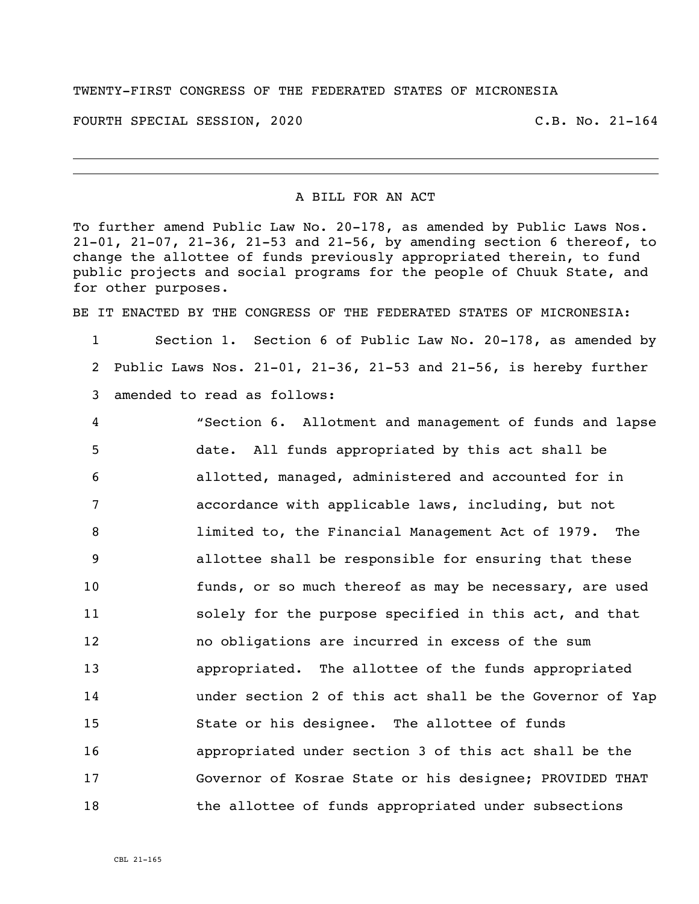TWENTY-FIRST CONGRESS OF THE FEDERATED STATES OF MICRONESIA

FOURTH SPECIAL SESSION, 2020 C.B. No. 21-164

---

A BILL FOR AN ACT

To further amend Public Law No. 20-178, as amended by Public Laws Nos. 21-01, 21-07, 21-36, 21-53 and 21-56, by amending section 6 thereof, to change the allottee of funds previously appropriated therein, to fund public projects and social programs for the people of Chuuk State, and for other purposes.

BE IT ENACTED BY THE CONGRESS OF THE FEDERATED STATES OF MICRONESIA:

1 Section 1. Section 6 of Public Law No. 20-178, as amended by
2 Public Laws Nos. 21-01, 21-36, 21-53 and 21-56, is hereby further
3 amended to read as follows:

4 "Section 6. Allotment and management of funds and lapse
5 date. All funds appropriated by this act shall be
6 allotted, managed, administered and accounted for in
7 accordance with applicable laws, including, but not
8 limited to, the Financial Management Act of 1979. The
9 allottee shall be responsible for ensuring that these
10 funds, or so much thereof as may be necessary, are used
11 solely for the purpose specified in this act, and that
12 no obligations are incurred in excess of the sum
13 appropriated. The allottee of the funds appropriated
14 under section 2 of this act shall be the Governor of Yap
15 State or his designee. The allottee of funds
16 appropriated under section 3 of this act shall be the
17 Governor of Kosrae State or his designee; PROVIDED THAT
18 the allottee of funds appropriated under subsections

CBL 21-165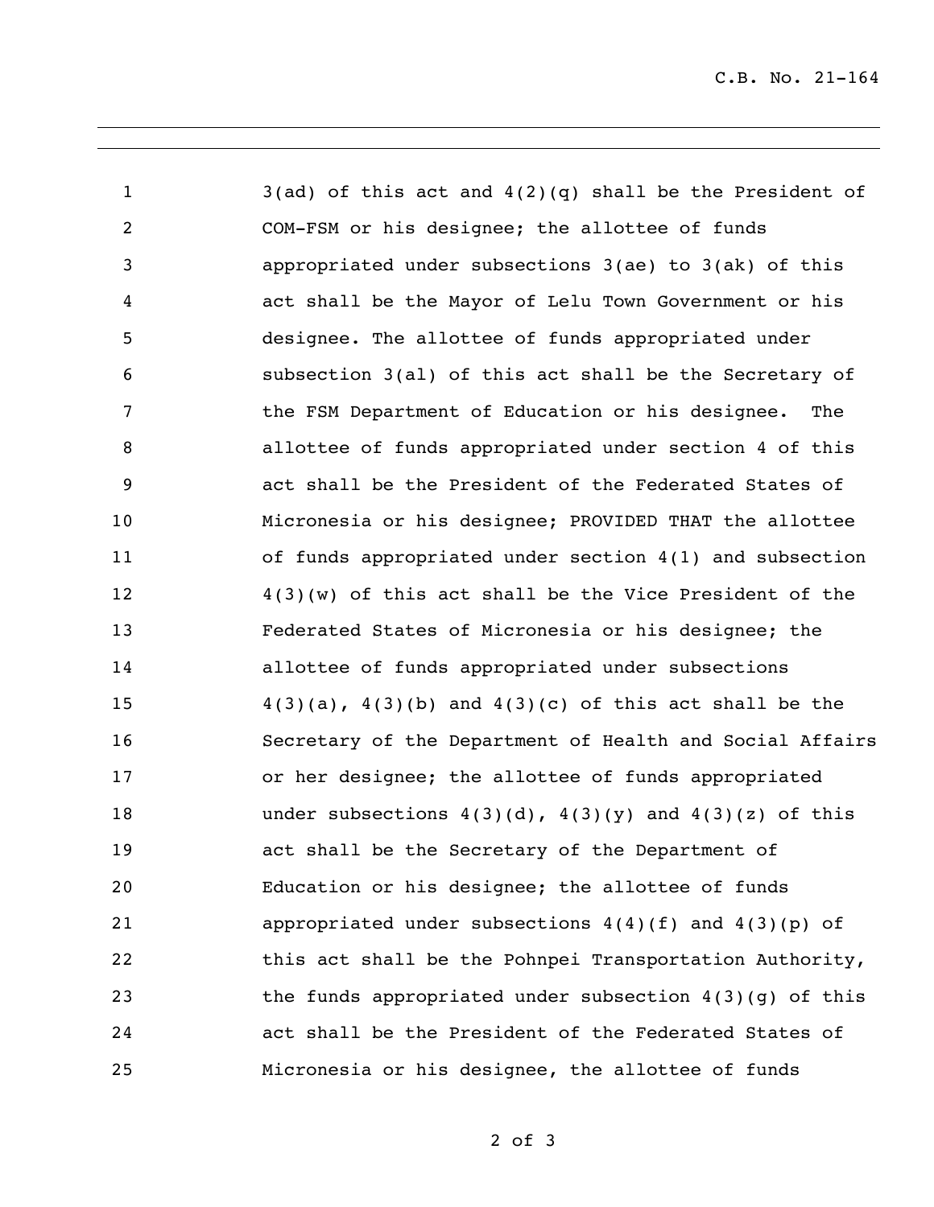3(ad) of this act and 4(2)(q) shall be the President of COM-FSM or his designee; the allottee of funds appropriated under subsections 3(ae) to 3(ak) of this act shall be the Mayor of Lelu Town Government or his designee. The allottee of funds appropriated under subsection 3(al) of this act shall be the Secretary of the FSM Department of Education or his designee. The allottee of funds appropriated under section 4 of this act shall be the President of the Federated States of Micronesia or his designee; PROVIDED THAT the allottee of funds appropriated under section 4(1) and subsection 4(3)(w) of this act shall be the Vice President of the Federated States of Micronesia or his designee; the allottee of funds appropriated under subsections 4(3)(a), 4(3)(b) and 4(3)(c) of this act shall be the Secretary of the Department of Health and Social Affairs or her designee; the allottee of funds appropriated under subsections 4(3)(d), 4(3)(y) and 4(3)(z) of this act shall be the Secretary of the Department of Education or his designee; the allottee of funds appropriated under subsections 4(4)(f) and 4(3)(p) of this act shall be the Pohnpei Transportation Authority, the funds appropriated under subsection 4(3)(g) of this act shall be the President of the Federated States of Micronesia or his designee, the allottee of funds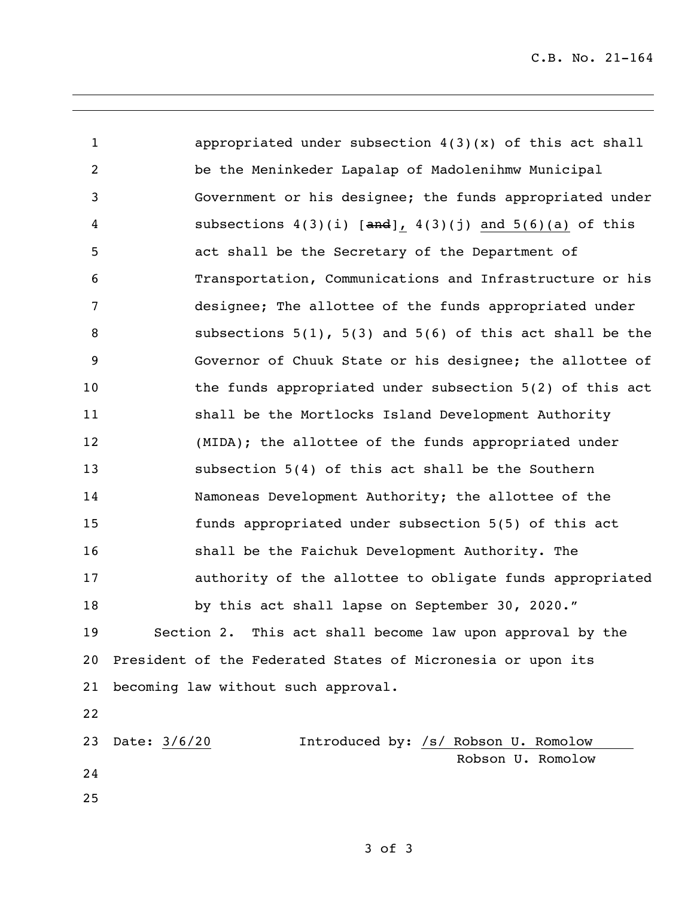appropriated under subsection 4(3)(x) of this act shall be the Meninkeder Lapalap of Madolenihmw Municipal Government or his designee; the funds appropriated under subsections 4(3)(i) [~~and~~], 4(3)(j) <u>and 5(6)(a)</u> of this act shall be the Secretary of the Department of Transportation, Communications and Infrastructure or his designee; The allottee of the funds appropriated under subsections 5(1), 5(3) and 5(6) of this act shall be the Governor of Chuuk State or his designee; the allottee of the funds appropriated under subsection 5(2) of this act shall be the Mortlocks Island Development Authority (MIDA); the allottee of the funds appropriated under subsection 5(4) of this act shall be the Southern Namoneas Development Authority; the allottee of the funds appropriated under subsection 5(5) of this act shall be the Faichuk Development Authority. The authority of the allottee to obligate funds appropriated by this act shall lapse on September 30, 2020."

Section 2. This act shall become law upon approval by the President of the Federated States of Micronesia or upon its becoming law without such approval.

Date: <u>3/6/20</u>

Introduced by: <u>/s/ Robson U. Romolow</u>
Robson U. Romolow